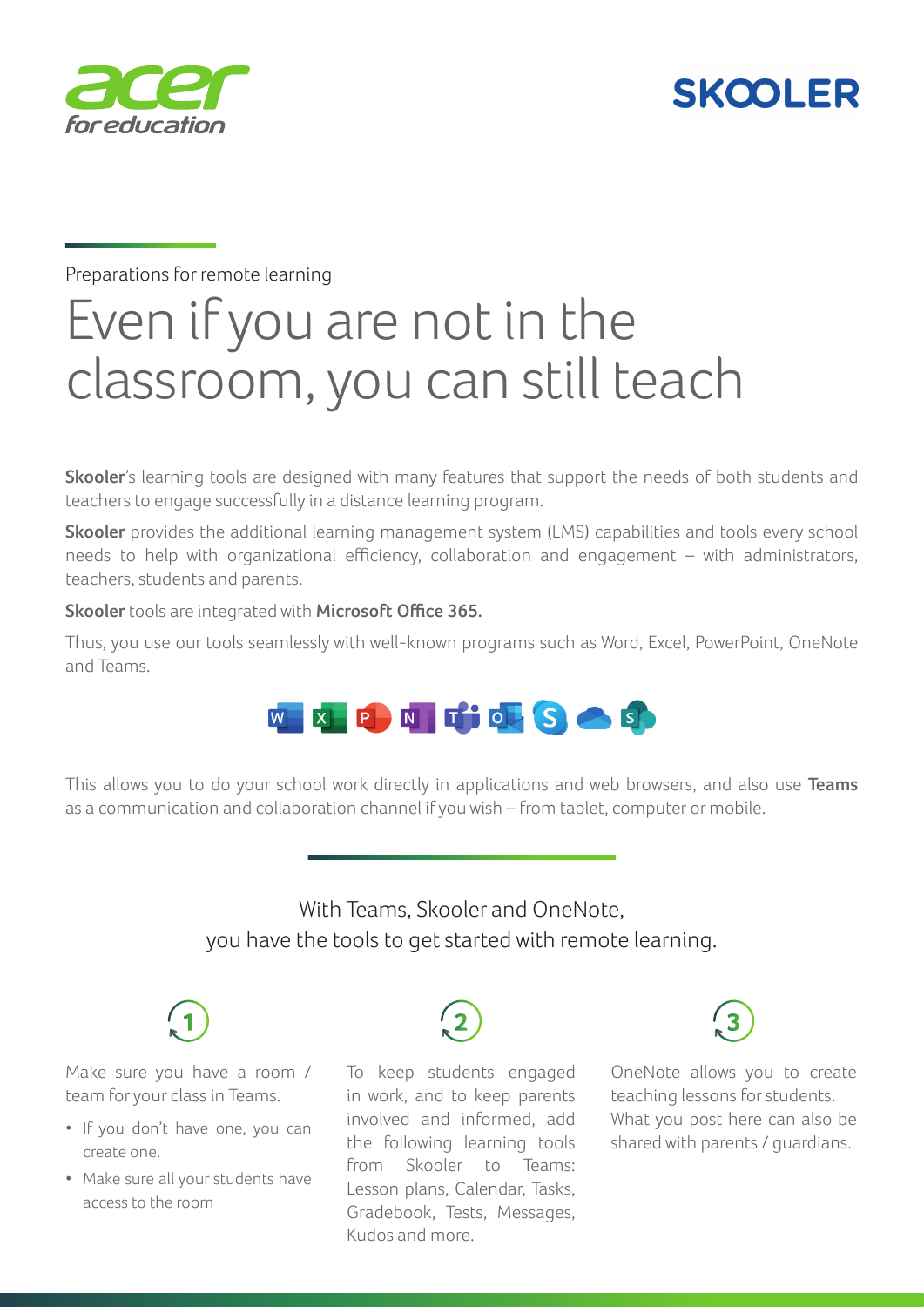Preparations for remote learning

# Even if you are not in the classroom, you can still teach

**Skooler**'s learning tools are designed with many features that support the needs of both students and teachers to engage successfully in a distance learning program.

**Skooler** provides the additional learning management system (LMS) capabilities and tools every school needs to help with organizational efficiency, collaboration and engagement – with administrators, teachers, students and parents.

**Skooler** tools are integrated with **Microsoft Office 365.**

Thus, you use our tools seamlessly with well-known programs such as Word, Excel, PowerPoint, OneNote and Teams.

This allows you to do your school work directly in applications and web browsers, and also use **Teams** as a communication and collaboration channel if you wish – from tablet, computer or mobile.

## With Teams, Skooler and OneNote, you have the tools to get started with remote learning.

**1**

Make sure you have a room / team for your class in Teams.

- If you don't have one, you can create one.
- Make sure all your students have access to the room

**2**

To keep students engaged in work, and to keep parents involved and informed, add the following learning tools from Skooler to Teams: Lesson plans, Calendar, Tasks, Gradebook, Tests, Messages, Kudos and more.

**3**

OneNote allows you to create teaching lessons for students. What you post here can also be shared with parents / guardians.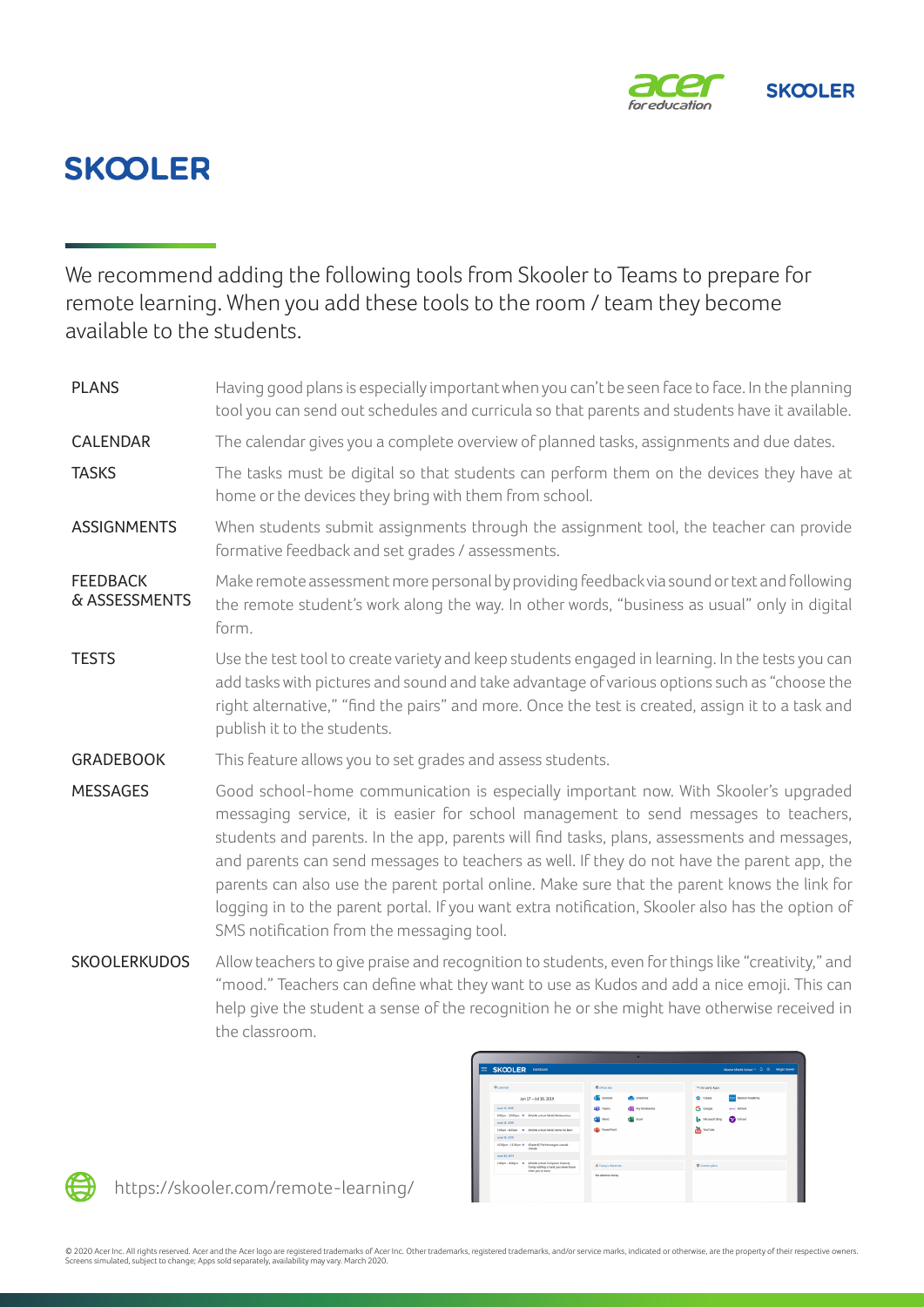# SKOOLER

We recommend adding the following tools from Skooler to Teams to prepare for remote learning. When you add these tools to the room / team they become available to the students.

| | |
|---|---|
| PLANS | Having good plans is especially important when you can't be seen face to face. In the planning tool you can send out schedules and curricula so that parents and students have it available. |
| CALENDAR | The calendar gives you a complete overview of planned tasks, assignments and due dates. |
| TASKS | The tasks must be digital so that students can perform them on the devices they have at home or the devices they bring with them from school. |
| ASSIGNMENTS | When students submit assignments through the assignment tool, the teacher can provide formative feedback and set grades / assessments. |
| FEEDBACK & ASSESSMENTS | Make remote assessment more personal by providing feedback via sound or text and following the remote student's work along the way. In other words, "business as usual" only in digital form. |
| TESTS | Use the test tool to create variety and keep students engaged in learning. In the tests you can add tasks with pictures and sound and take advantage of various options such as "choose the right alternative," "find the pairs" and more. Once the test is created, assign it to a task and publish it to the students. |
| GRADEBOOK | This feature allows you to set grades and assess students. |
| MESSAGES | Good school-home communication is especially important now. With Skooler's upgraded messaging service, it is easier for school management to send messages to teachers, students and parents. In the app, parents will find tasks, plans, assessments and messages, and parents can send messages to teachers as well. If they do not have the parent app, the parents can also use the parent portal online. Make sure that the parent knows the link for logging in to the parent portal. If you want extra notification, Skooler also has the option of SMS notification from the messaging tool. |
| SKOOLERKUDOS | Allow teachers to give praise and recognition to students, even for things like "creativity," and "mood." Teachers can define what they want to use as Kudos and add a nice emoji. This can help give the student a sense of the recognition he or she might have otherwise received in the classroom. |

https://skooler.com/remote-learning/

© 2020 Acer Inc. All rights reserved. Acer and the Acer logo are registered trademarks of Acer Inc. Other trademarks, registered trademarks, and/or service marks, indicated or otherwise, are the property of their respective owners. Screens simulated, subject to change; Apps sold separately, availability may vary. March 2020.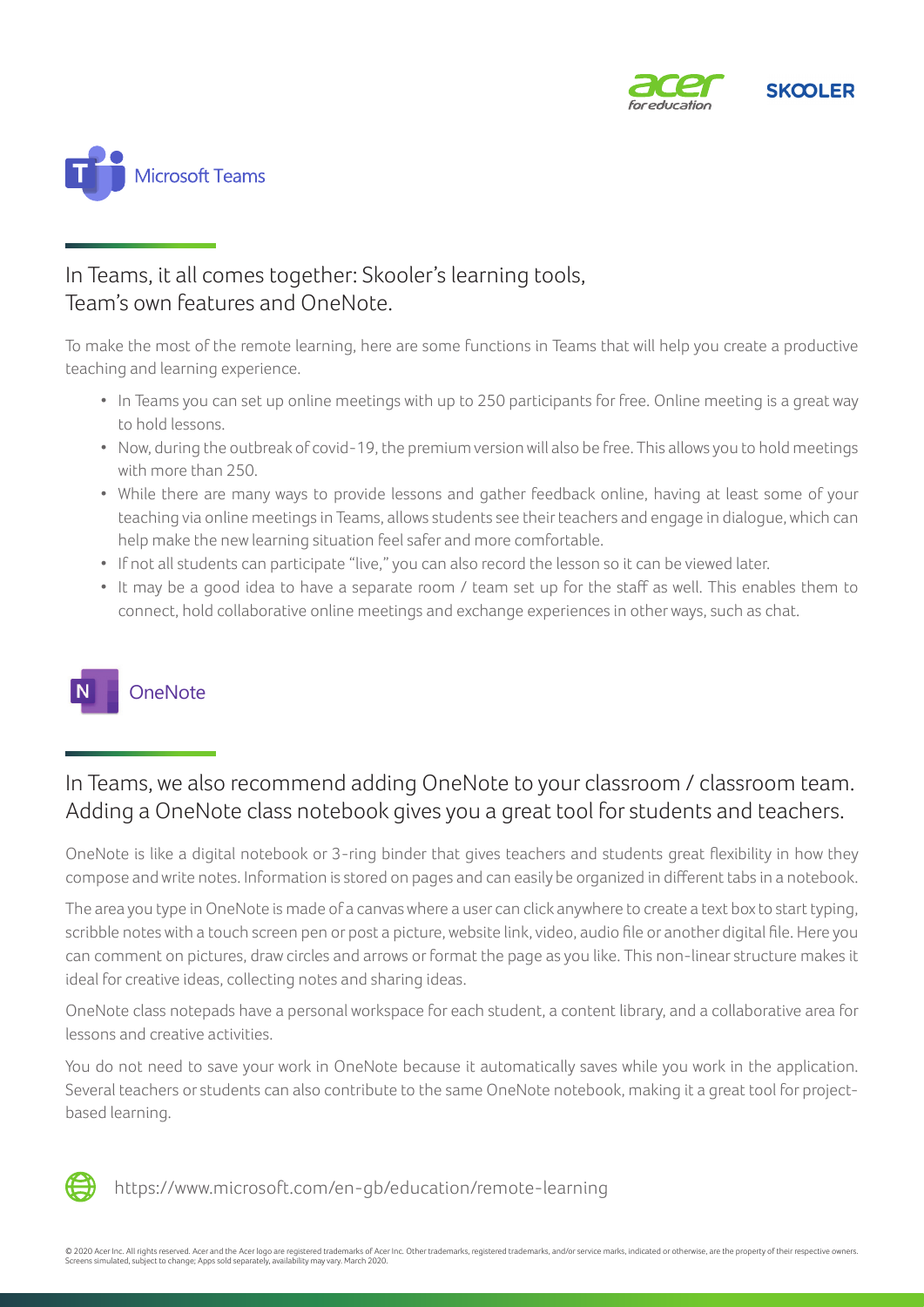## Microsoft Teams

### In Teams, it all comes together: Skooler's learning tools, Team's own features and OneNote.

To make the most of the remote learning, here are some functions in Teams that will help you create a productive teaching and learning experience.

- In Teams you can set up online meetings with up to 250 participants for free. Online meeting is a great way to hold lessons.
- Now, during the outbreak of covid-19, the premium version will also be free. This allows you to hold meetings with more than 250.
- While there are many ways to provide lessons and gather feedback online, having at least some of your teaching via online meetings in Teams, allows students see their teachers and engage in dialogue, which can help make the new learning situation feel safer and more comfortable.
- If not all students can participate "live," you can also record the lesson so it can be viewed later.
- It may be a good idea to have a separate room / team set up for the staff as well. This enables them to connect, hold collaborative online meetings and exchange experiences in other ways, such as chat.

## OneNote

### In Teams, we also recommend adding OneNote to your classroom / classroom team. Adding a OneNote class notebook gives you a great tool for students and teachers.

OneNote is like a digital notebook or 3-ring binder that gives teachers and students great flexibility in how they compose and write notes. Information is stored on pages and can easily be organized in different tabs in a notebook.

The area you type in OneNote is made of a canvas where a user can click anywhere to create a text box to start typing, scribble notes with a touch screen pen or post a picture, website link, video, audio file or another digital file. Here you can comment on pictures, draw circles and arrows or format the page as you like. This non-linear structure makes it ideal for creative ideas, collecting notes and sharing ideas.

OneNote class notepads have a personal workspace for each student, a content library, and a collaborative area for lessons and creative activities.

You do not need to save your work in OneNote because it automatically saves while you work in the application. Several teachers or students can also contribute to the same OneNote notebook, making it a great tool for project-based learning.

https://www.microsoft.com/en-gb/education/remote-learning

© 2020 Acer Inc. All rights reserved. Acer and the Acer logo are registered trademarks of Acer Inc. Other trademarks, registered trademarks, and/or service marks, indicated or otherwise, are the property of their respective owners. Screens simulated, subject to change; Apps sold separately, availability may vary. March 2020.